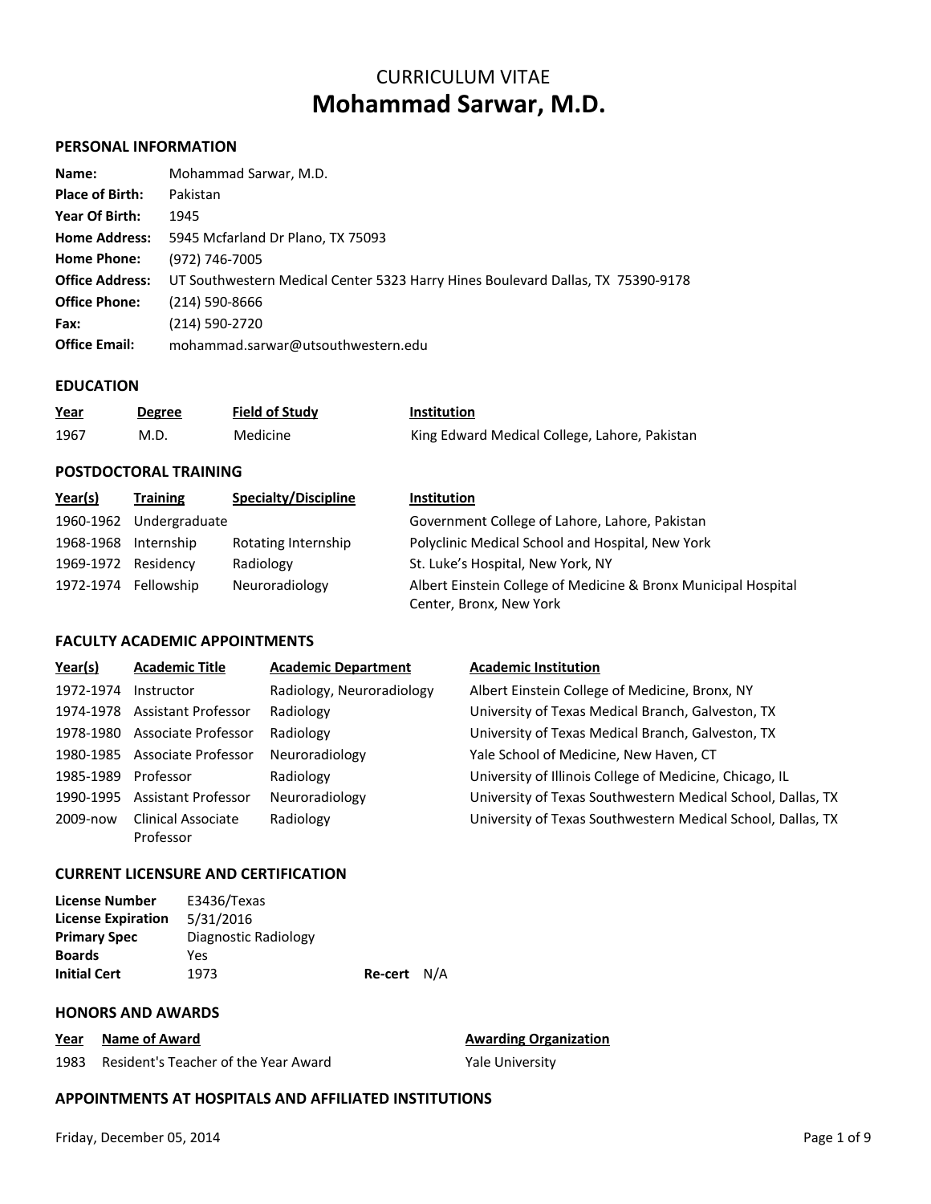# CURRICULUM VITAE
# Mohammad Sarwar, M.D.

## PERSONAL INFORMATION

| | |
|---|---|
| **Name:** | Mohammad Sarwar, M.D. |
| **Place of Birth:** | Pakistan |
| **Year Of Birth:** | 1945 |
| **Home Address:** | 5945 Mcfarland Dr Plano, TX 75093 |
| **Home Phone:** | (972) 746-7005 |
| **Office Address:** | UT Southwestern Medical Center 5323 Harry Hines Boulevard Dallas, TX 75390-9178 |
| **Office Phone:** | (214) 590-8666 |
| **Fax:** | (214) 590-2720 |
| **Office Email:** | mohammad.sarwar@utsouthwestern.edu |

## EDUCATION

| Year | Degree | Field of Study | Institution |
|---|---|---|---|
| 1967 | M.D. | Medicine | King Edward Medical College, Lahore, Pakistan |

## POSTDOCTORAL TRAINING

| Year(s) | Training | Specialty/Discipline | Institution |
|---|---|---|---|
| 1960-1962 | Undergraduate | | Government College of Lahore, Lahore, Pakistan |
| 1968-1968 | Internship | Rotating Internship | Polyclinic Medical School and Hospital, New York |
| 1969-1972 | Residency | Radiology | St. Luke's Hospital, New York, NY |
| 1972-1974 | Fellowship | Neuroradiology | Albert Einstein College of Medicine & Bronx Municipal Hospital Center, Bronx, New York |

## FACULTY ACADEMIC APPOINTMENTS

| Year(s) | Academic Title | Academic Department | Academic Institution |
|---|---|---|---|
| 1972-1974 | Instructor | Radiology, Neuroradiology | Albert Einstein College of Medicine, Bronx, NY |
| 1974-1978 | Assistant Professor | Radiology | University of Texas Medical Branch, Galveston, TX |
| 1978-1980 | Associate Professor | Radiology | University of Texas Medical Branch, Galveston, TX |
| 1980-1985 | Associate Professor | Neuroradiology | Yale School of Medicine, New Haven, CT |
| 1985-1989 | Professor | Radiology | University of Illinois College of Medicine, Chicago, IL |
| 1990-1995 | Assistant Professor | Neuroradiology | University of Texas Southwestern Medical School, Dallas, TX |
| 2009-now | Clinical Associate Professor | Radiology | University of Texas Southwestern Medical School, Dallas, TX |

## CURRENT LICENSURE AND CERTIFICATION

| | | | |
|---|---|---|---|
| **License Number** | E3436/Texas | | |
| **License Expiration** | 5/31/2016 | | |
| **Primary Spec** | Diagnostic Radiology | | |
| **Boards** | Yes | | |
| **Initial Cert** | 1973 | **Re-cert** | N/A |

## HONORS AND AWARDS

| Year | Name of Award | Awarding Organization |
|---|---|---|
| 1983 | Resident's Teacher of the Year Award | Yale University |

## APPOINTMENTS AT HOSPITALS AND AFFILIATED INSTITUTIONS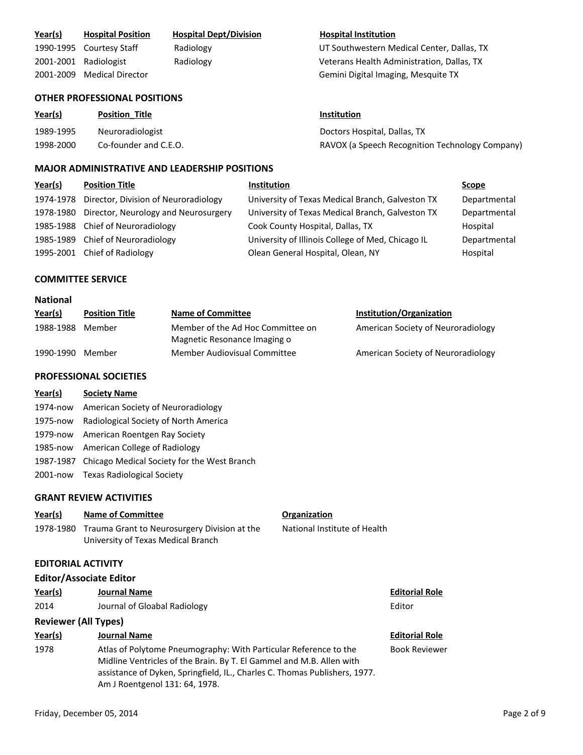| Year(s) | Hospital Position | Hospital Dept/Division | Hospital Institution |
|---|---|---|---|
| 1990-1995 | Courtesy Staff | Radiology | UT Southwestern Medical Center, Dallas, TX |
| 2001-2001 | Radiologist | Radiology | Veterans Health Administration, Dallas, TX |
| 2001-2009 | Medical Director | | Gemini Digital Imaging, Mesquite TX |

## OTHER PROFESSIONAL POSITIONS

| Year(s) | Position_Title | Institution |
|---|---|---|
| 1989-1995 | Neuroradiologist | Doctors Hospital, Dallas, TX |
| 1998-2000 | Co-founder and C.E.O. | RAVOX (a Speech Recognition Technology Company) |

## MAJOR ADMINISTRATIVE AND LEADERSHIP POSITIONS

| Year(s) | Position Title | Institution | Scope |
|---|---|---|---|
| 1974-1978 | Director, Division of Neuroradiology | University of Texas Medical Branch, Galveston TX | Departmental |
| 1978-1980 | Director, Neurology and Neurosurgery | University of Texas Medical Branch, Galveston TX | Departmental |
| 1985-1988 | Chief of Neuroradiology | Cook County Hospital, Dallas, TX | Hospital |
| 1985-1989 | Chief of Neuroradiology | University of Illinois College of Med, Chicago IL | Departmental |
| 1995-2001 | Chief of Radiology | Olean General Hospital, Olean, NY | Hospital |

## COMMITTEE SERVICE

### National

| Year(s) | Position Title | Name of Committee | Institution/Organization |
|---|---|---|---|
| 1988-1988 | Member | Member of the Ad Hoc Committee on Magnetic Resonance Imaging o | American Society of Neuroradiology |
| 1990-1990 | Member | Member Audiovisual Committee | American Society of Neuroradiology |

## PROFESSIONAL SOCIETIES

| Year(s) | Society Name |
|---|---|
| 1974-now | American Society of Neuroradiology |
| 1975-now | Radiological Society of North America |
| 1979-now | American Roentgen Ray Society |
| 1985-now | American College of Radiology |
| 1987-1987 | Chicago Medical Society for the West Branch |
| 2001-now | Texas Radiological Society |

## GRANT REVIEW ACTIVITIES

| Year(s) | Name of Committee | Organization |
|---|---|---|
| 1978-1980 | Trauma Grant to Neurosurgery Division at the University of Texas Medical Branch | National Institute of Health |

## EDITORIAL ACTIVITY

### Editor/Associate Editor

| Year(s) | Journal Name | Editorial Role |
|---|---|---|
| 2014 | Journal of Gloabal Radiology | Editor |

### Reviewer (All Types)

| Year(s) | Journal Name | Editorial Role |
|---|---|---|
| 1978 | Atlas of Polytome Pneumography: With Particular Reference to the Midline Ventricles of the Brain. By T. El Gammel and M.B. Allen with assistance of Dyken, Springfield, IL., Charles C. Thomas Publishers, 1977. Am J Roentgenol 131: 64, 1978. | Book Reviewer |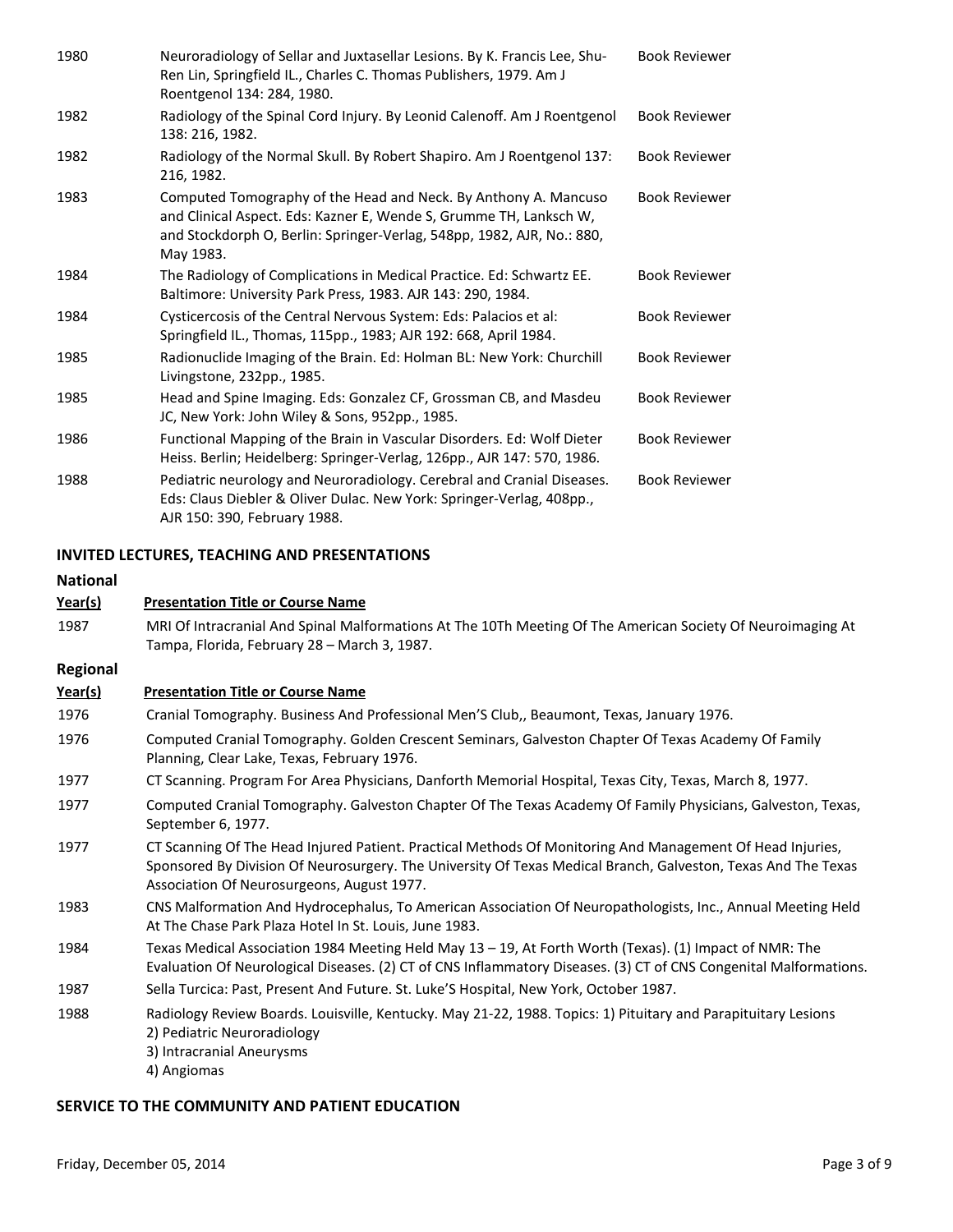| | | |
|---|---|---|
| 1980 | Neuroradiology of Sellar and Juxtasellar Lesions. By K. Francis Lee, Shu-Ren Lin, Springfield IL., Charles C. Thomas Publishers, 1979. Am J Roentgenol 134: 284, 1980. | Book Reviewer |
| 1982 | Radiology of the Spinal Cord Injury. By Leonid Calenoff. Am J Roentgenol 138: 216, 1982. | Book Reviewer |
| 1982 | Radiology of the Normal Skull. By Robert Shapiro. Am J Roentgenol 137: 216, 1982. | Book Reviewer |
| 1983 | Computed Tomography of the Head and Neck. By Anthony A. Mancuso and Clinical Aspect. Eds: Kazner E, Wende S, Grumme TH, Lanksch W, and Stockdorph O, Berlin: Springer-Verlag, 548pp, 1982, AJR, No.: 880, May 1983. | Book Reviewer |
| 1984 | The Radiology of Complications in Medical Practice. Ed: Schwartz EE. Baltimore: University Park Press, 1983. AJR 143: 290, 1984. | Book Reviewer |
| 1984 | Cysticercosis of the Central Nervous System: Eds: Palacios et al: Springfield IL., Thomas, 115pp., 1983; AJR 192: 668, April 1984. | Book Reviewer |
| 1985 | Radionuclide Imaging of the Brain. Ed: Holman BL: New York: Churchill Livingstone, 232pp., 1985. | Book Reviewer |
| 1985 | Head and Spine Imaging. Eds: Gonzalez CF, Grossman CB, and Masdeu JC, New York: John Wiley & Sons, 952pp., 1985. | Book Reviewer |
| 1986 | Functional Mapping of the Brain in Vascular Disorders. Ed: Wolf Dieter Heiss. Berlin; Heidelberg: Springer-Verlag, 126pp., AJR 147: 570, 1986. | Book Reviewer |
| 1988 | Pediatric neurology and Neuroradiology. Cerebral and Cranial Diseases. Eds: Claus Diebler & Oliver Dulac. New York: Springer-Verlag, 408pp., AJR 150: 390, February 1988. | Book Reviewer |

## INVITED LECTURES, TEACHING AND PRESENTATIONS

### National

| Year(s) | Presentation Title or Course Name |
|---|---|
| 1987 | MRI Of Intracranial And Spinal Malformations At The 10Th Meeting Of The American Society Of Neuroimaging At Tampa, Florida, February 28 – March 3, 1987. |

### Regional

| Year(s) | Presentation Title or Course Name |
|---|---|
| 1976 | Cranial Tomography. Business And Professional Men'S Club,, Beaumont, Texas, January 1976. |
| 1976 | Computed Cranial Tomography. Golden Crescent Seminars, Galveston Chapter Of Texas Academy Of Family Planning, Clear Lake, Texas, February 1976. |
| 1977 | CT Scanning. Program For Area Physicians, Danforth Memorial Hospital, Texas City, Texas, March 8, 1977. |
| 1977 | Computed Cranial Tomography. Galveston Chapter Of The Texas Academy Of Family Physicians, Galveston, Texas, September 6, 1977. |
| 1977 | CT Scanning Of The Head Injured Patient. Practical Methods Of Monitoring And Management Of Head Injuries, Sponsored By Division Of Neurosurgery. The University Of Texas Medical Branch, Galveston, Texas And The Texas Association Of Neurosurgeons, August 1977. |
| 1983 | CNS Malformation And Hydrocephalus, To American Association Of Neuropathologists, Inc., Annual Meeting Held At The Chase Park Plaza Hotel In St. Louis, June 1983. |
| 1984 | Texas Medical Association 1984 Meeting Held May 13 – 19, At Forth Worth (Texas). (1) Impact of NMR: The Evaluation Of Neurological Diseases. (2) CT of CNS Inflammatory Diseases. (3) CT of CNS Congenital Malformations. |
| 1987 | Sella Turcica: Past, Present And Future. St. Luke'S Hospital, New York, October 1987. |
| 1988 | Radiology Review Boards. Louisville, Kentucky. May 21-22, 1988. Topics: 1) Pituitary and Parapituitary Lesions 2) Pediatric Neuroradiology 3) Intracranial Aneurysms 4) Angiomas |

## SERVICE TO THE COMMUNITY AND PATIENT EDUCATION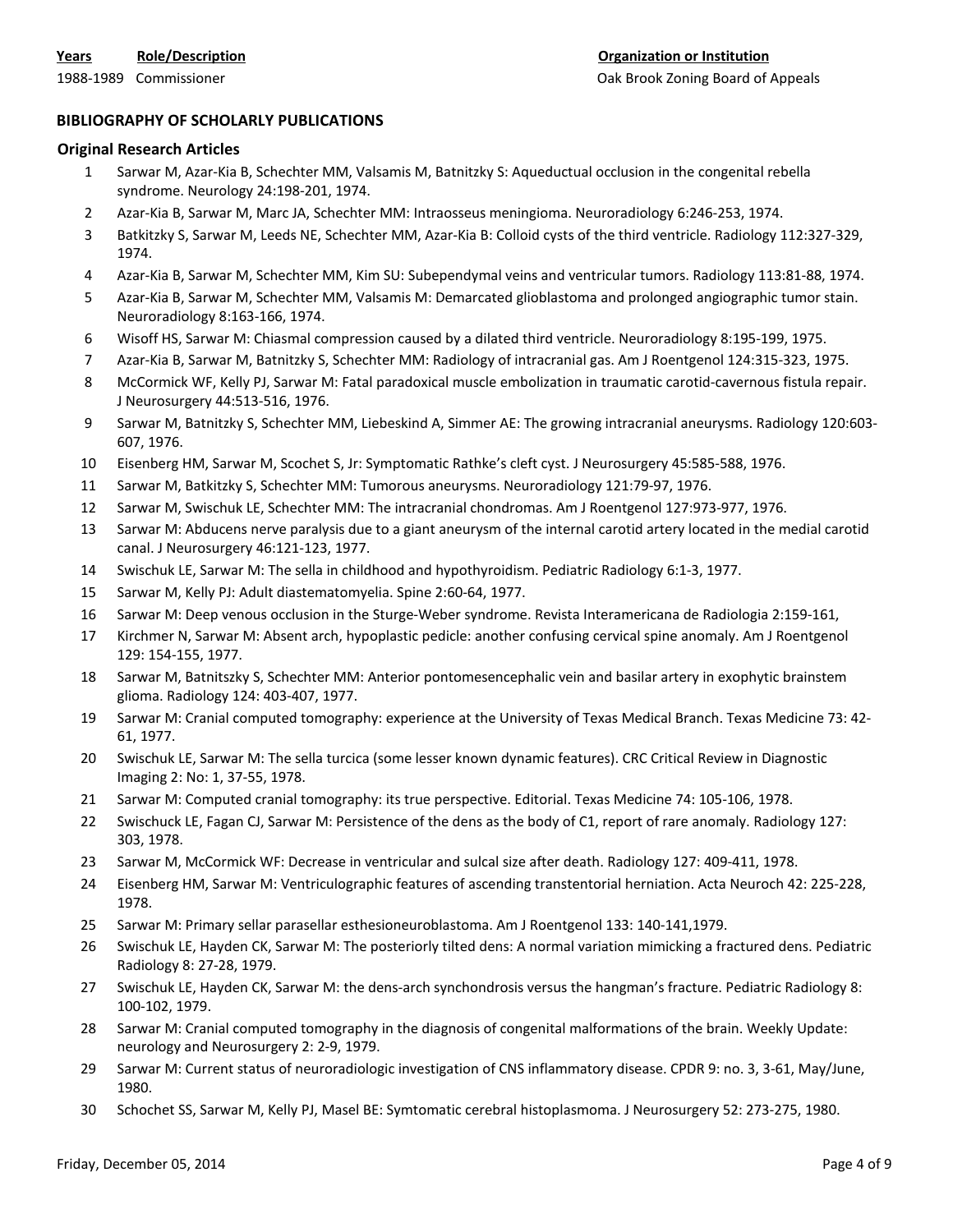| Years | Role/Description | Organization or Institution |
|---|---|---|
| 1988-1989 | Commissioner | Oak Brook Zoning Board of Appeals |

## BIBLIOGRAPHY OF SCHOLARLY PUBLICATIONS

### Original Research Articles

1. Sarwar M, Azar-Kia B, Schechter MM, Valsamis M, Batnitzky S: Aqueductual occlusion in the congenital rebella syndrome. Neurology 24:198-201, 1974.
2. Azar-Kia B, Sarwar M, Marc JA, Schechter MM: Intraosseus meningioma. Neuroradiology 6:246-253, 1974.
3. Batkitzky S, Sarwar M, Leeds NE, Schechter MM, Azar-Kia B: Colloid cysts of the third ventricle. Radiology 112:327-329, 1974.
4. Azar-Kia B, Sarwar M, Schechter MM, Kim SU: Subependymal veins and ventricular tumors. Radiology 113:81-88, 1974.
5. Azar-Kia B, Sarwar M, Schechter MM, Valsamis M: Demarcated glioblastoma and prolonged angiographic tumor stain. Neuroradiology 8:163-166, 1974.
6. Wisoff HS, Sarwar M: Chiasmal compression caused by a dilated third ventricle. Neuroradiology 8:195-199, 1975.
7. Azar-Kia B, Sarwar M, Batnitzky S, Schechter MM: Radiology of intracranial gas. Am J Roentgenol 124:315-323, 1975.
8. McCormick WF, Kelly PJ, Sarwar M: Fatal paradoxical muscle embolization in traumatic carotid-cavernous fistula repair. J Neurosurgery 44:513-516, 1976.
9. Sarwar M, Batnitzky S, Schechter MM, Liebeskind A, Simmer AE: The growing intracranial aneurysms. Radiology 120:603-607, 1976.
10. Eisenberg HM, Sarwar M, Scochet S, Jr: Symptomatic Rathke's cleft cyst. J Neurosurgery 45:585-588, 1976.
11. Sarwar M, Batkitzky S, Schechter MM: Tumorous aneurysms. Neuroradiology 121:79-97, 1976.
12. Sarwar M, Swischuk LE, Schechter MM: The intracranial chondromas. Am J Roentgenol 127:973-977, 1976.
13. Sarwar M: Abducens nerve paralysis due to a giant aneurysm of the internal carotid artery located in the medial carotid canal. J Neurosurgery 46:121-123, 1977.
14. Swischuk LE, Sarwar M: The sella in childhood and hypothyroidism. Pediatric Radiology 6:1-3, 1977.
15. Sarwar M, Kelly PJ: Adult diastematomyelia. Spine 2:60-64, 1977.
16. Sarwar M: Deep venous occlusion in the Sturge-Weber syndrome. Revista Interamericana de Radiologia 2:159-161,
17. Kirchmer N, Sarwar M: Absent arch, hypoplastic pedicle: another confusing cervical spine anomaly. Am J Roentgenol 129: 154-155, 1977.
18. Sarwar M, Batnitszky S, Schechter MM: Anterior pontomesencephalic vein and basilar artery in exophytic brainstem glioma. Radiology 124: 403-407, 1977.
19. Sarwar M: Cranial computed tomography: experience at the University of Texas Medical Branch. Texas Medicine 73: 42-61, 1977.
20. Swischuk LE, Sarwar M: The sella turcica (some lesser known dynamic features). CRC Critical Review in Diagnostic Imaging 2: No: 1, 37-55, 1978.
21. Sarwar M: Computed cranial tomography: its true perspective. Editorial. Texas Medicine 74: 105-106, 1978.
22. Swischuck LE, Fagan CJ, Sarwar M: Persistence of the dens as the body of C1, report of rare anomaly. Radiology 127: 303, 1978.
23. Sarwar M, McCormick WF: Decrease in ventricular and sulcal size after death. Radiology 127: 409-411, 1978.
24. Eisenberg HM, Sarwar M: Ventriculographic features of ascending transtentorial herniation. Acta Neuroch 42: 225-228, 1978.
25. Sarwar M: Primary sellar parasellar esthesioneuroblastoma. Am J Roentgenol 133: 140-141,1979.
26. Swischuk LE, Hayden CK, Sarwar M: The posteriorly tilted dens: A normal variation mimicking a fractured dens. Pediatric Radiology 8: 27-28, 1979.
27. Swischuk LE, Hayden CK, Sarwar M: the dens-arch synchondrosis versus the hangman's fracture. Pediatric Radiology 8: 100-102, 1979.
28. Sarwar M: Cranial computed tomography in the diagnosis of congenital malformations of the brain. Weekly Update: neurology and Neurosurgery 2: 2-9, 1979.
29. Sarwar M: Current status of neuroradiologic investigation of CNS inflammatory disease. CPDR 9: no. 3, 3-61, May/June, 1980.
30. Schochet SS, Sarwar M, Kelly PJ, Masel BE: Symtomatic cerebral histoplasmoma. J Neurosurgery 52: 273-275, 1980.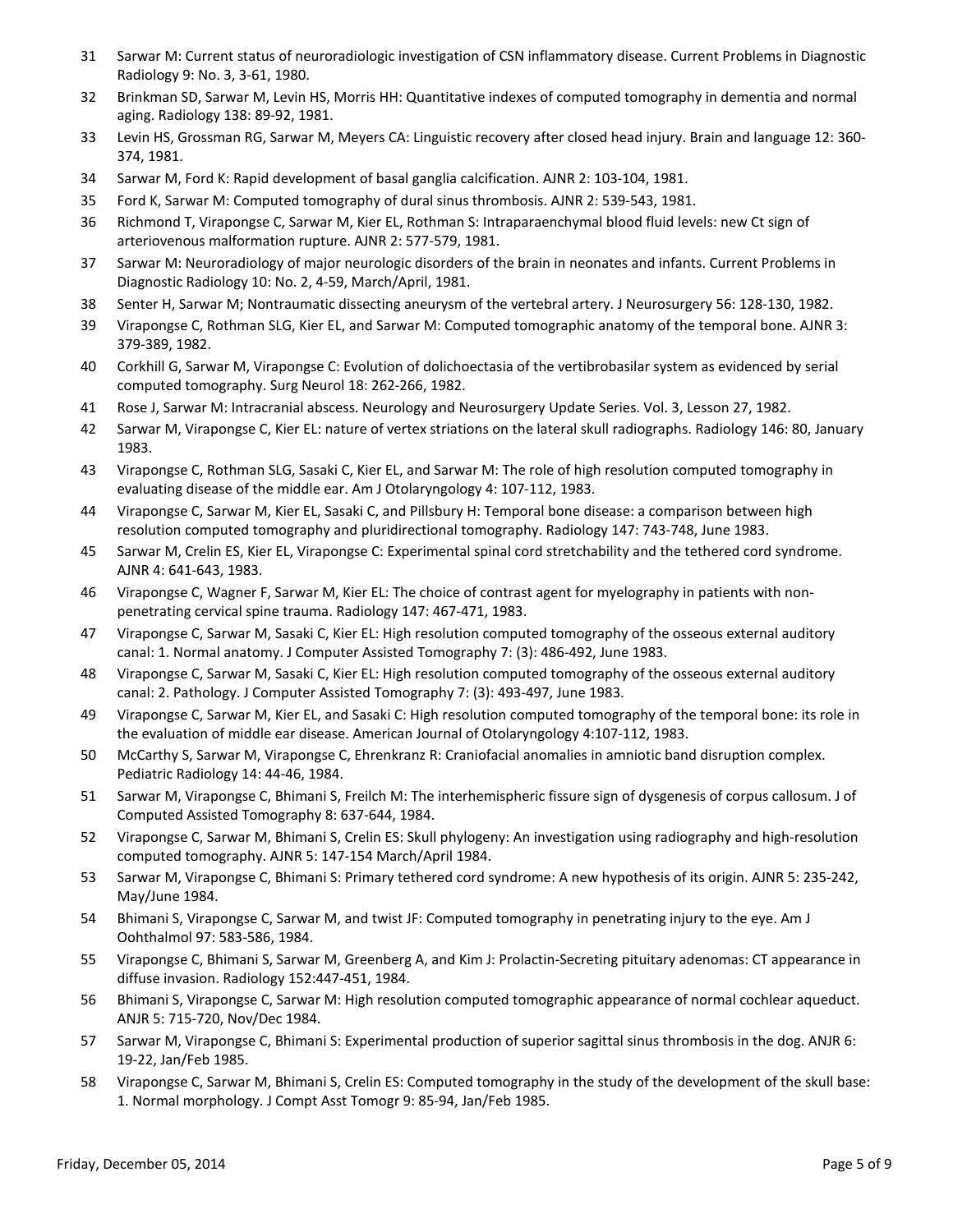31 Sarwar M: Current status of neuroradiologic investigation of CSN inflammatory disease. Current Problems in Diagnostic Radiology 9: No. 3, 3-61, 1980.

32 Brinkman SD, Sarwar M, Levin HS, Morris HH: Quantitative indexes of computed tomography in dementia and normal aging. Radiology 138: 89-92, 1981.

33 Levin HS, Grossman RG, Sarwar M, Meyers CA: Linguistic recovery after closed head injury. Brain and language 12: 360-374, 1981.

34 Sarwar M, Ford K: Rapid development of basal ganglia calcification. AJNR 2: 103-104, 1981.

35 Ford K, Sarwar M: Computed tomography of dural sinus thrombosis. AJNR 2: 539-543, 1981.

36 Richmond T, Virapongse C, Sarwar M, Kier EL, Rothman S: Intraparaenchymal blood fluid levels: new Ct sign of arteriovenous malformation rupture. AJNR 2: 577-579, 1981.

37 Sarwar M: Neuroradiology of major neurologic disorders of the brain in neonates and infants. Current Problems in Diagnostic Radiology 10: No. 2, 4-59, March/April, 1981.

38 Senter H, Sarwar M; Nontraumatic dissecting aneurysm of the vertebral artery. J Neurosurgery 56: 128-130, 1982.

39 Virapongse C, Rothman SLG, Kier EL, and Sarwar M: Computed tomographic anatomy of the temporal bone. AJNR 3: 379-389, 1982.

40 Corkhill G, Sarwar M, Virapongse C: Evolution of dolichoectasia of the vertibrobasilar system as evidenced by serial computed tomography. Surg Neurol 18: 262-266, 1982.

41 Rose J, Sarwar M: Intracranial abscess. Neurology and Neurosurgery Update Series. Vol. 3, Lesson 27, 1982.

42 Sarwar M, Virapongse C, Kier EL: nature of vertex striations on the lateral skull radiographs. Radiology 146: 80, January 1983.

43 Virapongse C, Rothman SLG, Sasaki C, Kier EL, and Sarwar M: The role of high resolution computed tomography in evaluating disease of the middle ear. Am J Otolaryngology 4: 107-112, 1983.

44 Virapongse C, Sarwar M, Kier EL, Sasaki C, and Pillsbury H: Temporal bone disease: a comparison between high resolution computed tomography and pluridirectional tomography. Radiology 147: 743-748, June 1983.

45 Sarwar M, Crelin ES, Kier EL, Virapongse C: Experimental spinal cord stretchability and the tethered cord syndrome. AJNR 4: 641-643, 1983.

46 Virapongse C, Wagner F, Sarwar M, Kier EL: The choice of contrast agent for myelography in patients with non-penetrating cervical spine trauma. Radiology 147: 467-471, 1983.

47 Virapongse C, Sarwar M, Sasaki C, Kier EL: High resolution computed tomography of the osseous external auditory canal: 1. Normal anatomy. J Computer Assisted Tomography 7: (3): 486-492, June 1983.

48 Virapongse C, Sarwar M, Sasaki C, Kier EL: High resolution computed tomography of the osseous external auditory canal: 2. Pathology. J Computer Assisted Tomography 7: (3): 493-497, June 1983.

49 Virapongse C, Sarwar M, Kier EL, and Sasaki C: High resolution computed tomography of the temporal bone: its role in the evaluation of middle ear disease. American Journal of Otolaryngology 4:107-112, 1983.

50 McCarthy S, Sarwar M, Virapongse C, Ehrenkranz R: Craniofacial anomalies in amniotic band disruption complex. Pediatric Radiology 14: 44-46, 1984.

51 Sarwar M, Virapongse C, Bhimani S, Freilch M: The interhemispheric fissure sign of dysgenesis of corpus callosum. J of Computed Assisted Tomography 8: 637-644, 1984.

52 Virapongse C, Sarwar M, Bhimani S, Crelin ES: Skull phylogeny: An investigation using radiography and high-resolution computed tomography. AJNR 5: 147-154 March/April 1984.

53 Sarwar M, Virapongse C, Bhimani S: Primary tethered cord syndrome: A new hypothesis of its origin. AJNR 5: 235-242, May/June 1984.

54 Bhimani S, Virapongse C, Sarwar M, and twist JF: Computed tomography in penetrating injury to the eye. Am J Oohthalmol 97: 583-586, 1984.

55 Virapongse C, Bhimani S, Sarwar M, Greenberg A, and Kim J: Prolactin-Secreting pituitary adenomas: CT appearance in diffuse invasion. Radiology 152:447-451, 1984.

56 Bhimani S, Virapongse C, Sarwar M: High resolution computed tomographic appearance of normal cochlear aqueduct. ANJR 5: 715-720, Nov/Dec 1984.

57 Sarwar M, Virapongse C, Bhimani S: Experimental production of superior sagittal sinus thrombosis in the dog. ANJR 6: 19-22, Jan/Feb 1985.

58 Virapongse C, Sarwar M, Bhimani S, Crelin ES: Computed tomography in the study of the development of the skull base: 1. Normal morphology. J Compt Asst Tomogr 9: 85-94, Jan/Feb 1985.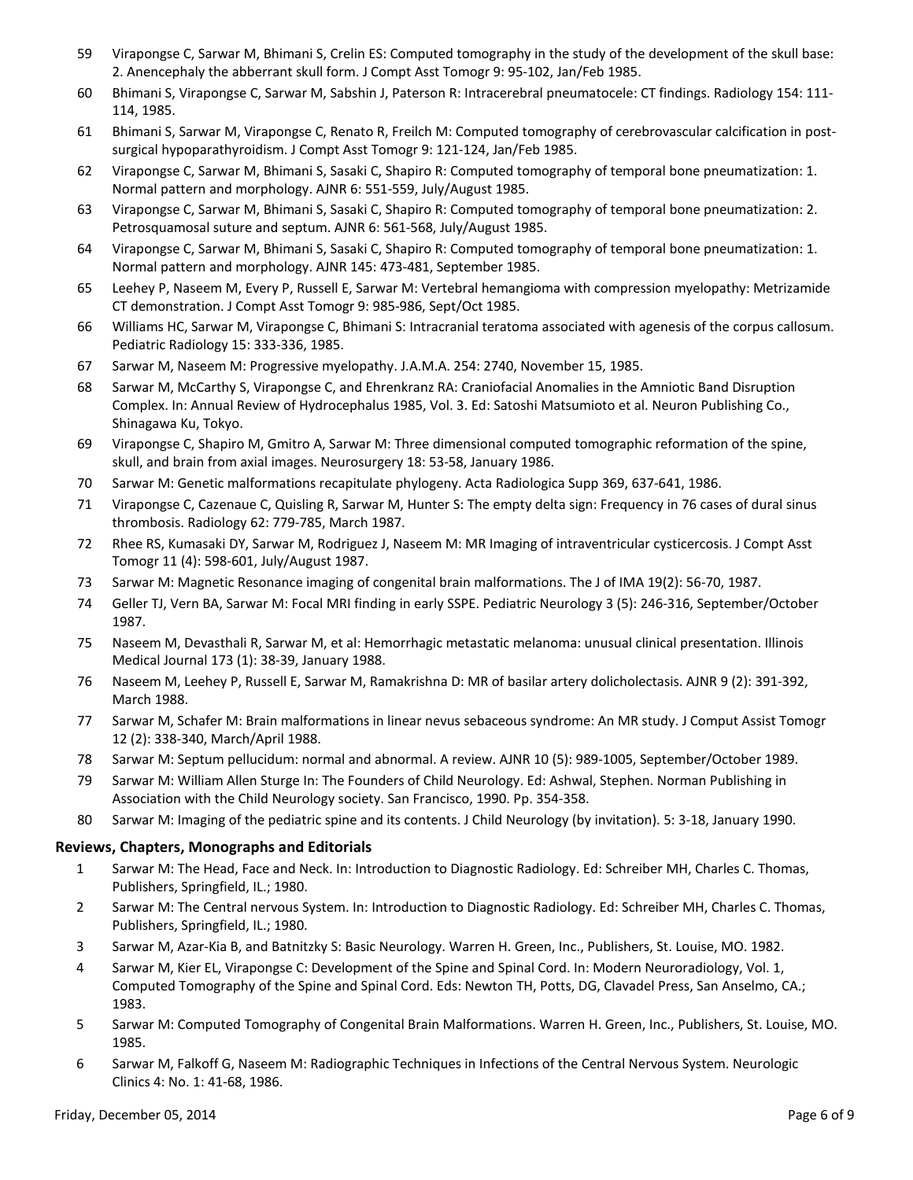59 Virapongse C, Sarwar M, Bhimani S, Crelin ES: Computed tomography in the study of the development of the skull base: 2. Anencephaly the abberrant skull form. J Compt Asst Tomogr 9: 95-102, Jan/Feb 1985.

60 Bhimani S, Virapongse C, Sarwar M, Sabshin J, Paterson R: Intracerebral pneumatocele: CT findings. Radiology 154: 111-114, 1985.

61 Bhimani S, Sarwar M, Virapongse C, Renato R, Freilch M: Computed tomography of cerebrovascular calcification in post-surgical hypoparathyroidism. J Compt Asst Tomogr 9: 121-124, Jan/Feb 1985.

62 Virapongse C, Sarwar M, Bhimani S, Sasaki C, Shapiro R: Computed tomography of temporal bone pneumatization: 1. Normal pattern and morphology. AJNR 6: 551-559, July/August 1985.

63 Virapongse C, Sarwar M, Bhimani S, Sasaki C, Shapiro R: Computed tomography of temporal bone pneumatization: 2. Petrosquamosal suture and septum. AJNR 6: 561-568, July/August 1985.

64 Virapongse C, Sarwar M, Bhimani S, Sasaki C, Shapiro R: Computed tomography of temporal bone pneumatization: 1. Normal pattern and morphology. AJNR 145: 473-481, September 1985.

65 Leehey P, Naseem M, Every P, Russell E, Sarwar M: Vertebral hemangioma with compression myelopathy: Metrizamide CT demonstration. J Compt Asst Tomogr 9: 985-986, Sept/Oct 1985.

66 Williams HC, Sarwar M, Virapongse C, Bhimani S: Intracranial teratoma associated with agenesis of the corpus callosum. Pediatric Radiology 15: 333-336, 1985.

67 Sarwar M, Naseem M: Progressive myelopathy. J.A.M.A. 254: 2740, November 15, 1985.

68 Sarwar M, McCarthy S, Virapongse C, and Ehrenkranz RA: Craniofacial Anomalies in the Amniotic Band Disruption Complex. In: Annual Review of Hydrocephalus 1985, Vol. 3. Ed: Satoshi Matsumioto et al. Neuron Publishing Co., Shinagawa Ku, Tokyo.

69 Virapongse C, Shapiro M, Gmitro A, Sarwar M: Three dimensional computed tomographic reformation of the spine, skull, and brain from axial images. Neurosurgery 18: 53-58, January 1986.

70 Sarwar M: Genetic malformations recapitulate phylogeny. Acta Radiologica Supp 369, 637-641, 1986.

71 Virapongse C, Cazenaue C, Quisling R, Sarwar M, Hunter S: The empty delta sign: Frequency in 76 cases of dural sinus thrombosis. Radiology 62: 779-785, March 1987.

72 Rhee RS, Kumasaki DY, Sarwar M, Rodriguez J, Naseem M: MR Imaging of intraventricular cysticercosis. J Compt Asst Tomogr 11 (4): 598-601, July/August 1987.

73 Sarwar M: Magnetic Resonance imaging of congenital brain malformations. The J of IMA 19(2): 56-70, 1987.

74 Geller TJ, Vern BA, Sarwar M: Focal MRI finding in early SSPE. Pediatric Neurology 3 (5): 246-316, September/October 1987.

75 Naseem M, Devasthali R, Sarwar M, et al: Hemorrhagic metastatic melanoma: unusual clinical presentation. Illinois Medical Journal 173 (1): 38-39, January 1988.

76 Naseem M, Leehey P, Russell E, Sarwar M, Ramakrishna D: MR of basilar artery dolicholectasis. AJNR 9 (2): 391-392, March 1988.

77 Sarwar M, Schafer M: Brain malformations in linear nevus sebaceous syndrome: An MR study. J Comput Assist Tomogr 12 (2): 338-340, March/April 1988.

78 Sarwar M: Septum pellucidum: normal and abnormal. A review. AJNR 10 (5): 989-1005, September/October 1989.

79 Sarwar M: William Allen Sturge In: The Founders of Child Neurology. Ed: Ashwal, Stephen. Norman Publishing in Association with the Child Neurology society. San Francisco, 1990. Pp. 354-358.

80 Sarwar M: Imaging of the pediatric spine and its contents. J Child Neurology (by invitation). 5: 3-18, January 1990.

## Reviews, Chapters, Monographs and Editorials

1 Sarwar M: The Head, Face and Neck. In: Introduction to Diagnostic Radiology. Ed: Schreiber MH, Charles C. Thomas, Publishers, Springfield, IL.; 1980.

2 Sarwar M: The Central nervous System. In: Introduction to Diagnostic Radiology. Ed: Schreiber MH, Charles C. Thomas, Publishers, Springfield, IL.; 1980.

3 Sarwar M, Azar-Kia B, and Batnitzky S: Basic Neurology. Warren H. Green, Inc., Publishers, St. Louise, MO. 1982.

4 Sarwar M, Kier EL, Virapongse C: Development of the Spine and Spinal Cord. In: Modern Neuroradiology, Vol. 1, Computed Tomography of the Spine and Spinal Cord. Eds: Newton TH, Potts, DG, Clavadel Press, San Anselmo, CA.; 1983.

5 Sarwar M: Computed Tomography of Congenital Brain Malformations. Warren H. Green, Inc., Publishers, St. Louise, MO. 1985.

6 Sarwar M, Falkoff G, Naseem M: Radiographic Techniques in Infections of the Central Nervous System. Neurologic Clinics 4: No. 1: 41-68, 1986.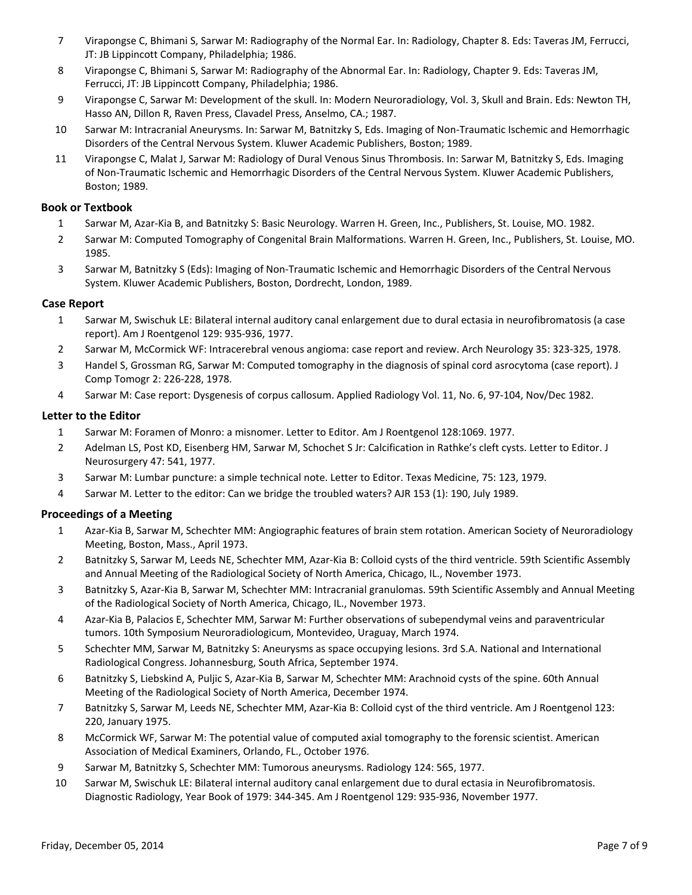7. Virapongse C, Bhimani S, Sarwar M: Radiography of the Normal Ear. In: Radiology, Chapter 8. Eds: Taveras JM, Ferrucci, JT: JB Lippincott Company, Philadelphia; 1986.
8. Virapongse C, Bhimani S, Sarwar M: Radiography of the Abnormal Ear. In: Radiology, Chapter 9. Eds: Taveras JM, Ferrucci, JT: JB Lippincott Company, Philadelphia; 1986.
9. Virapongse C, Sarwar M: Development of the skull. In: Modern Neuroradiology, Vol. 3, Skull and Brain. Eds: Newton TH, Hasso AN, Dillon R, Raven Press, Clavadel Press, Anselmo, CA.; 1987.
10. Sarwar M: Intracranial Aneurysms. In: Sarwar M, Batnitzky S, Eds. Imaging of Non-Traumatic Ischemic and Hemorrhagic Disorders of the Central Nervous System. Kluwer Academic Publishers, Boston; 1989.
11. Virapongse C, Malat J, Sarwar M: Radiology of Dural Venous Sinus Thrombosis. In: Sarwar M, Batnitzky S, Eds. Imaging of Non-Traumatic Ischemic and Hemorrhagic Disorders of the Central Nervous System. Kluwer Academic Publishers, Boston; 1989.

**Book or Textbook**

1. Sarwar M, Azar-Kia B, and Batnitzky S: Basic Neurology. Warren H. Green, Inc., Publishers, St. Louise, MO. 1982.
2. Sarwar M: Computed Tomography of Congenital Brain Malformations. Warren H. Green, Inc., Publishers, St. Louise, MO. 1985.
3. Sarwar M, Batnitzky S (Eds): Imaging of Non-Traumatic Ischemic and Hemorrhagic Disorders of the Central Nervous System. Kluwer Academic Publishers, Boston, Dordrecht, London, 1989.

**Case Report**

1. Sarwar M, Swischuk LE: Bilateral internal auditory canal enlargement due to dural ectasia in neurofibromatosis (a case report). Am J Roentgenol 129: 935-936, 1977.
2. Sarwar M, McCormick WF: Intracerebral venous angioma: case report and review. Arch Neurology 35: 323-325, 1978.
3. Handel S, Grossman RG, Sarwar M: Computed tomography in the diagnosis of spinal cord asrocytoma (case report). J Comp Tomogr 2: 226-228, 1978.
4. Sarwar M: Case report: Dysgenesis of corpus callosum. Applied Radiology Vol. 11, No. 6, 97-104, Nov/Dec 1982.

**Letter to the Editor**

1. Sarwar M: Foramen of Monro: a misnomer. Letter to Editor. Am J Roentgenol 128:1069. 1977.
2. Adelman LS, Post KD, Eisenberg HM, Sarwar M, Schochet S Jr: Calcification in Rathke's cleft cysts. Letter to Editor. J Neurosurgery 47: 541, 1977.
3. Sarwar M: Lumbar puncture: a simple technical note. Letter to Editor. Texas Medicine, 75: 123, 1979.
4. Sarwar M. Letter to the editor: Can we bridge the troubled waters? AJR 153 (1): 190, July 1989.

**Proceedings of a Meeting**

1. Azar-Kia B, Sarwar M, Schechter MM: Angiographic features of brain stem rotation. American Society of Neuroradiology Meeting, Boston, Mass., April 1973.
2. Batnitzky S, Sarwar M, Leeds NE, Schechter MM, Azar-Kia B: Colloid cysts of the third ventricle. 59th Scientific Assembly and Annual Meeting of the Radiological Society of North America, Chicago, IL., November 1973.
3. Batnitzky S, Azar-Kia B, Sarwar M, Schechter MM: Intracranial granulomas. 59th Scientific Assembly and Annual Meeting of the Radiological Society of North America, Chicago, IL., November 1973.
4. Azar-Kia B, Palacios E, Schechter MM, Sarwar M: Further observations of subependymal veins and paraventricular tumors. 10th Symposium Neuroradiologicum, Montevideo, Uraguay, March 1974.
5. Schechter MM, Sarwar M, Batnitzky S: Aneurysms as space occupying lesions. 3rd S.A. National and International Radiological Congress. Johannesburg, South Africa, September 1974.
6. Batnitzky S, Liebskind A, Puljic S, Azar-Kia B, Sarwar M, Schechter MM: Arachnoid cysts of the spine. 60th Annual Meeting of the Radiological Society of North America, December 1974.
7. Batnitzky S, Sarwar M, Leeds NE, Schechter MM, Azar-Kia B: Colloid cyst of the third ventricle. Am J Roentgenol 123: 220, January 1975.
8. McCormick WF, Sarwar M: The potential value of computed axial tomography to the forensic scientist. American Association of Medical Examiners, Orlando, FL., October 1976.
9. Sarwar M, Batnitzky S, Schechter MM: Tumorous aneurysms. Radiology 124: 565, 1977.
10. Sarwar M, Swischuk LE: Bilateral internal auditory canal enlargement due to dural ectasia in Neurofibromatosis. Diagnostic Radiology, Year Book of 1979: 344-345. Am J Roentgenol 129: 935-936, November 1977.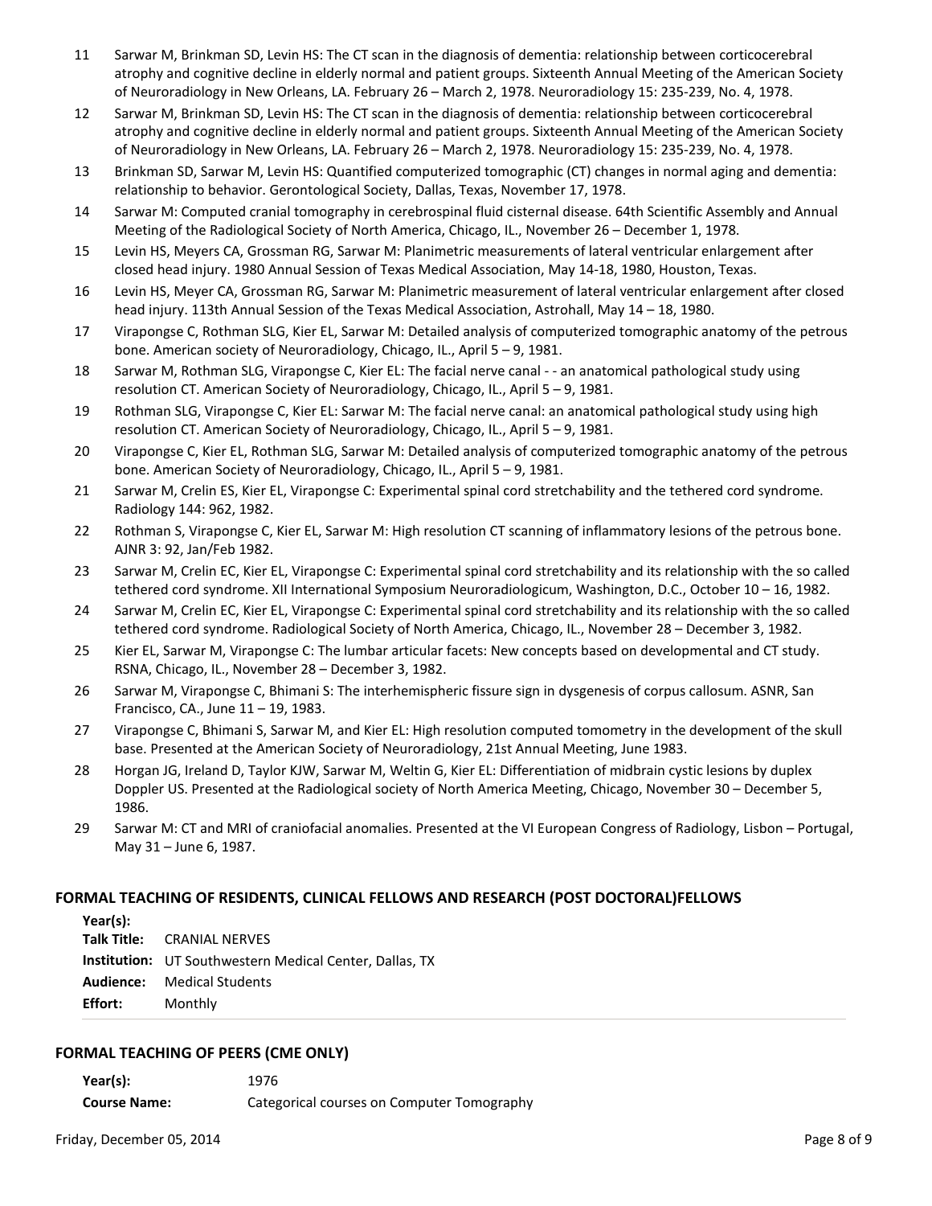11 Sarwar M, Brinkman SD, Levin HS: The CT scan in the diagnosis of dementia: relationship between corticocerebral atrophy and cognitive decline in elderly normal and patient groups. Sixteenth Annual Meeting of the American Society of Neuroradiology in New Orleans, LA. February 26 – March 2, 1978. Neuroradiology 15: 235-239, No. 4, 1978.

12 Sarwar M, Brinkman SD, Levin HS: The CT scan in the diagnosis of dementia: relationship between corticocerebral atrophy and cognitive decline in elderly normal and patient groups. Sixteenth Annual Meeting of the American Society of Neuroradiology in New Orleans, LA. February 26 – March 2, 1978. Neuroradiology 15: 235-239, No. 4, 1978.

13 Brinkman SD, Sarwar M, Levin HS: Quantified computerized tomographic (CT) changes in normal aging and dementia: relationship to behavior. Gerontological Society, Dallas, Texas, November 17, 1978.

14 Sarwar M: Computed cranial tomography in cerebrospinal fluid cisternal disease. 64th Scientific Assembly and Annual Meeting of the Radiological Society of North America, Chicago, IL., November 26 – December 1, 1978.

15 Levin HS, Meyers CA, Grossman RG, Sarwar M: Planimetric measurements of lateral ventricular enlargement after closed head injury. 1980 Annual Session of Texas Medical Association, May 14-18, 1980, Houston, Texas.

16 Levin HS, Meyer CA, Grossman RG, Sarwar M: Planimetric measurement of lateral ventricular enlargement after closed head injury. 113th Annual Session of the Texas Medical Association, Astrohall, May 14 – 18, 1980.

17 Virapongse C, Rothman SLG, Kier EL, Sarwar M: Detailed analysis of computerized tomographic anatomy of the petrous bone. American society of Neuroradiology, Chicago, IL., April 5 – 9, 1981.

18 Sarwar M, Rothman SLG, Virapongse C, Kier EL: The facial nerve canal - - an anatomical pathological study using resolution CT. American Society of Neuroradiology, Chicago, IL., April 5 – 9, 1981.

19 Rothman SLG, Virapongse C, Kier EL: Sarwar M: The facial nerve canal: an anatomical pathological study using high resolution CT. American Society of Neuroradiology, Chicago, IL., April 5 – 9, 1981.

20 Virapongse C, Kier EL, Rothman SLG, Sarwar M: Detailed analysis of computerized tomographic anatomy of the petrous bone. American Society of Neuroradiology, Chicago, IL., April 5 – 9, 1981.

21 Sarwar M, Crelin ES, Kier EL, Virapongse C: Experimental spinal cord stretchability and the tethered cord syndrome. Radiology 144: 962, 1982.

22 Rothman S, Virapongse C, Kier EL, Sarwar M: High resolution CT scanning of inflammatory lesions of the petrous bone. AJNR 3: 92, Jan/Feb 1982.

23 Sarwar M, Crelin EC, Kier EL, Virapongse C: Experimental spinal cord stretchability and its relationship with the so called tethered cord syndrome. XII International Symposium Neuroradiologicum, Washington, D.C., October 10 – 16, 1982.

24 Sarwar M, Crelin EC, Kier EL, Virapongse C: Experimental spinal cord stretchability and its relationship with the so called tethered cord syndrome. Radiological Society of North America, Chicago, IL., November 28 – December 3, 1982.

25 Kier EL, Sarwar M, Virapongse C: The lumbar articular facets: New concepts based on developmental and CT study. RSNA, Chicago, IL., November 28 – December 3, 1982.

26 Sarwar M, Virapongse C, Bhimani S: The interhemispheric fissure sign in dysgenesis of corpus callosum. ASNR, San Francisco, CA., June 11 – 19, 1983.

27 Virapongse C, Bhimani S, Sarwar M, and Kier EL: High resolution computed tomometry in the development of the skull base. Presented at the American Society of Neuroradiology, 21st Annual Meeting, June 1983.

28 Horgan JG, Ireland D, Taylor KJW, Sarwar M, Weltin G, Kier EL: Differentiation of midbrain cystic lesions by duplex Doppler US. Presented at the Radiological society of North America Meeting, Chicago, November 30 – December 5, 1986.

29 Sarwar M: CT and MRI of craniofacial anomalies. Presented at the VI European Congress of Radiology, Lisbon – Portugal, May 31 – June 6, 1987.

## FORMAL TEACHING OF RESIDENTS, CLINICAL FELLOWS AND RESEARCH (POST DOCTORAL)FELLOWS

**Year(s):**
**Talk Title:** CRANIAL NERVES
**Institution:** UT Southwestern Medical Center, Dallas, TX
**Audience:** Medical Students
**Effort:** Monthly

## FORMAL TEACHING OF PEERS (CME ONLY)

**Year(s):** 1976
**Course Name:** Categorical courses on Computer Tomography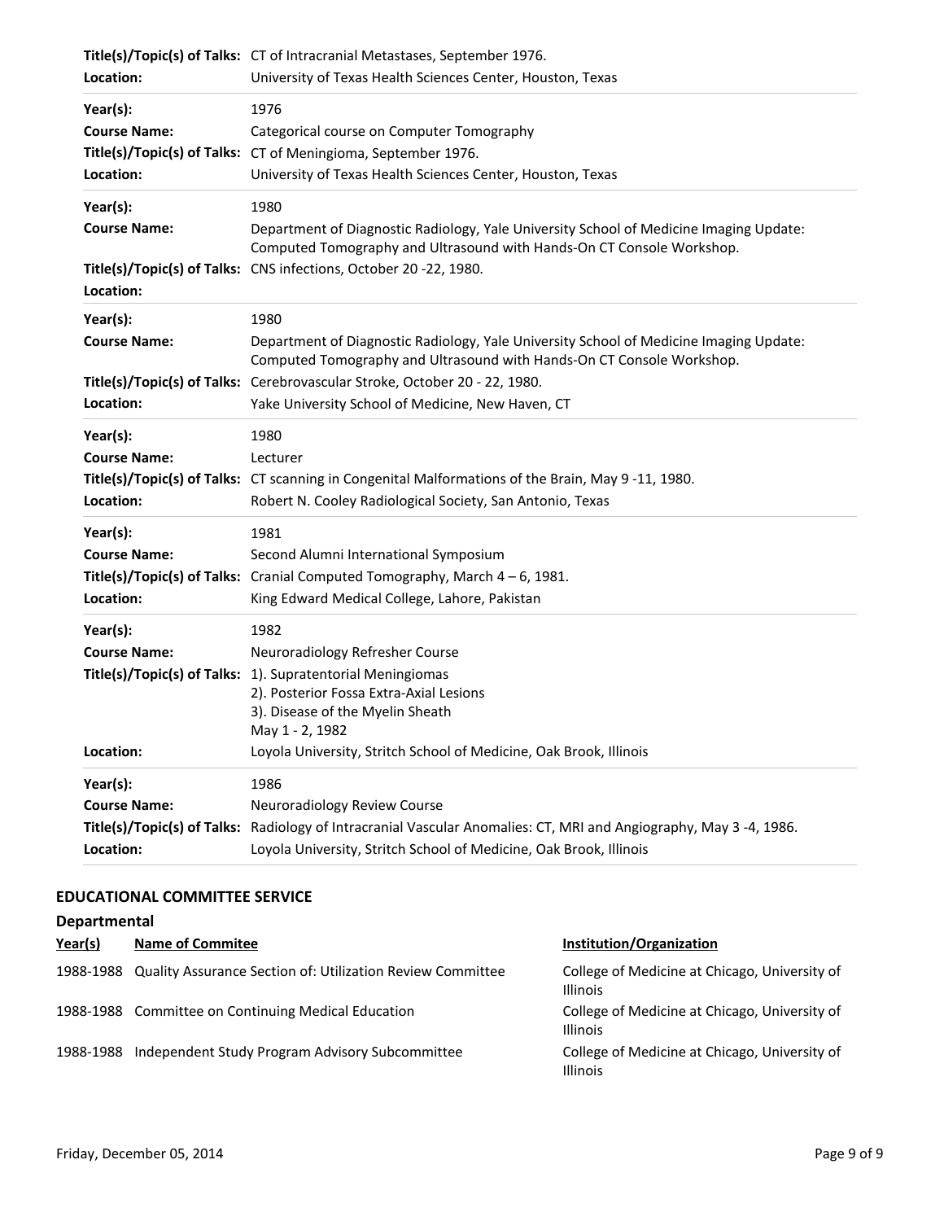**Title(s)/Topic(s) of Talks:** CT of Intracranial Metastases, September 1976.
**Location:** University of Texas Health Sciences Center, Houston, Texas

---

**Year(s):** 1976
**Course Name:** Categorical course on Computer Tomography
**Title(s)/Topic(s) of Talks:** CT of Meningioma, September 1976.
**Location:** University of Texas Health Sciences Center, Houston, Texas

---

**Year(s):** 1980
**Course Name:** Department of Diagnostic Radiology, Yale University School of Medicine Imaging Update: Computed Tomography and Ultrasound with Hands-On CT Console Workshop.
**Title(s)/Topic(s) of Talks:** CNS infections, October 20 -22, 1980.
**Location:**

---

**Year(s):** 1980
**Course Name:** Department of Diagnostic Radiology, Yale University School of Medicine Imaging Update: Computed Tomography and Ultrasound with Hands-On CT Console Workshop.
**Title(s)/Topic(s) of Talks:** Cerebrovascular Stroke, October 20 - 22, 1980.
**Location:** Yake University School of Medicine, New Haven, CT

---

**Year(s):** 1980
**Course Name:** Lecturer
**Title(s)/Topic(s) of Talks:** CT scanning in Congenital Malformations of the Brain, May 9 -11, 1980.
**Location:** Robert N. Cooley Radiological Society, San Antonio, Texas

---

**Year(s):** 1981
**Course Name:** Second Alumni International Symposium
**Title(s)/Topic(s) of Talks:** Cranial Computed Tomography, March 4 – 6, 1981.
**Location:** King Edward Medical College, Lahore, Pakistan

---

**Year(s):** 1982
**Course Name:** Neuroradiology Refresher Course
**Title(s)/Topic(s) of Talks:** 1). Supratentorial Meningiomas
2). Posterior Fossa Extra-Axial Lesions
3). Disease of the Myelin Sheath
May 1 - 2, 1982
**Location:** Loyola University, Stritch School of Medicine, Oak Brook, Illinois

---

**Year(s):** 1986
**Course Name:** Neuroradiology Review Course
**Title(s)/Topic(s) of Talks:** Radiology of Intracranial Vascular Anomalies: CT, MRI and Angiography, May 3 -4, 1986.
**Location:** Loyola University, Stritch School of Medicine, Oak Brook, Illinois

---

## EDUCATIONAL COMMITTEE SERVICE

### Departmental

| Year(s) | Name of Commitee | Institution/Organization |
|---|---|---|
| 1988-1988 | Quality Assurance Section of: Utilization Review Committee | College of Medicine at Chicago, University of Illinois |
| 1988-1988 | Committee on Continuing Medical Education | College of Medicine at Chicago, University of Illinois |
| 1988-1988 | Independent Study Program Advisory Subcommittee | College of Medicine at Chicago, University of Illinois |

Friday, December 05, 2014